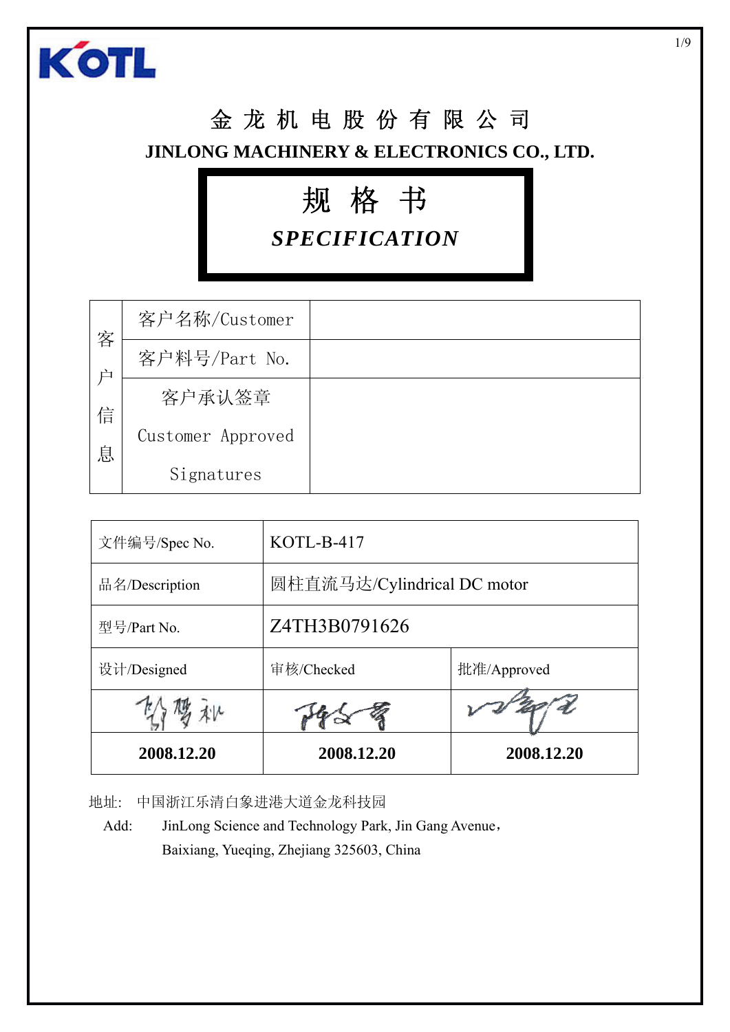KOTL

# 金 龙 机 电 股 份 有 限 公 司

## JINLONG MACHINERY & ELECTRONICS CO., LTD.

# 规 格 书

## *SPECIFICATION*

| 客户信息 | 客户名称/Customer | |
|---|---|---|
| | 客户料号/Part No. | |
| | 客户承认签章 Customer Approved Signatures | |

| 文件编号/Spec No. | KOTL-B-417 | |
|---|---|---|
| 品名/Description | 圆柱直流马达/Cylindrical DC motor | |
| 型号/Part No. | Z4TH3B0791626 | |
| 设计/Designed | 审核/Checked | 批准/Approved |
| (signature) | (signature) | (signature) |
| **2008.12.20** | **2008.12.20** | **2008.12.20** |

地址: 中国浙江乐清白象进港大道金龙科技园

Add: JinLong Science and Technology Park, Jin Gang Avenue，Baixiang, Yueqing, Zhejiang 325603, China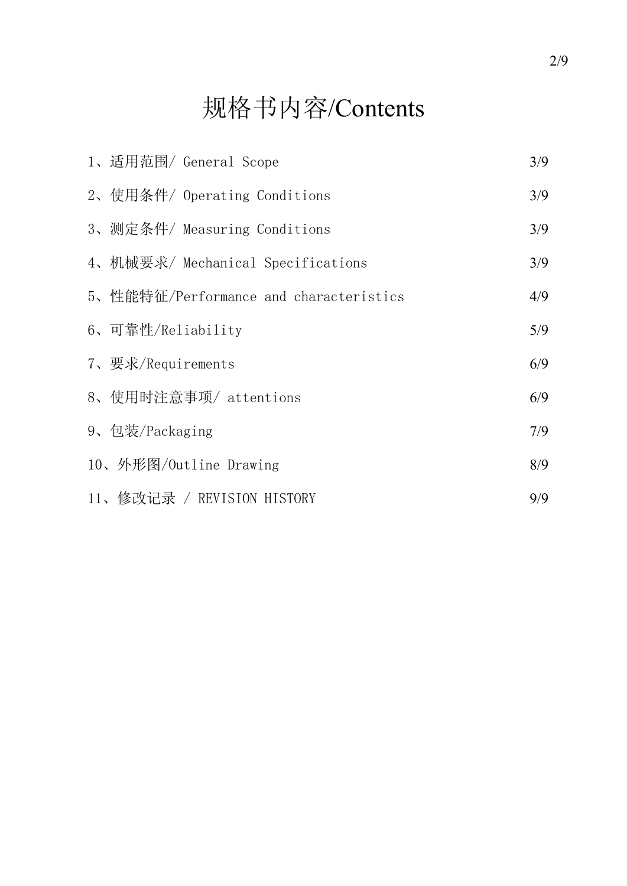# 规格书内容/Contents

| | |
|---|---|
| 1、适用范围/ General Scope | 3/9 |
| 2、使用条件/ Operating Conditions | 3/9 |
| 3、测定条件/ Measuring Conditions | 3/9 |
| 4、机械要求/ Mechanical Specifications | 3/9 |
| 5、性能特征/Performance and characteristics | 4/9 |
| 6、可靠性/Reliability | 5/9 |
| 7、要求/Requirements | 6/9 |
| 8、使用时注意事项/ attentions | 6/9 |
| 9、包装/Packaging | 7/9 |
| 10、外形图/Outline Drawing | 8/9 |
| 11、修改记录 / REVISION HISTORY | 9/9 |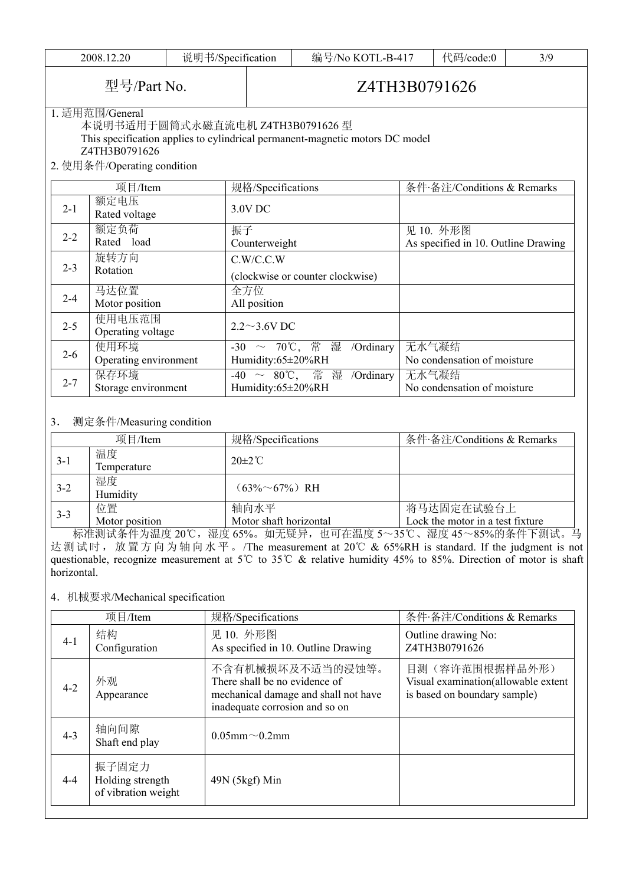| 2008.12.20 | 说明书/Specification | 编号/No KOTL-B-417 | 代码/code:0 |
|---|---|---|---|

| 型号/Part No. | Z4TH3B0791626 |
|---|---|

1. 适用范围/General

本说明书适用于圆筒式永磁直流电机 Z4TH3B0791626 型

This specification applies to cylindrical permanent-magnetic motors DC model Z4TH3B0791626

2. 使用条件/Operating condition

| | 项目/Item | 规格/Specifications | 条件·备注/Conditions & Remarks |
|---|---|---|---|
| 2-1 | 额定电压 Rated voltage | 3.0V DC | |
| 2-2 | 额定负荷 Rated load | 振子 Counterweight | 见 10. 外形图 As specified in 10. Outline Drawing |
| 2-3 | 旋转方向 Rotation | C.W/C.C.W (clockwise or counter clockwise) | |
| 2-4 | 马达位置 Motor position | 全方位 All position | |
| 2-5 | 使用电压范围 Operating voltage | 2.2～3.6V DC | |
| 2-6 | 使用环境 Operating environment | -30 ～ 70℃, 常湿/Ordinary Humidity:65±20%RH | 无水气凝结 No condensation of moisture |
| 2-7 | 保存环境 Storage environment | -40 ～ 80℃, 常湿/Ordinary Humidity:65±20%RH | 无水气凝结 No condensation of moisture |

3. 测定条件/Measuring condition

| | 项目/Item | 规格/Specifications | 条件·备注/Conditions & Remarks |
|---|---|---|---|
| 3-1 | 温度 Temperature | 20±2℃ | |
| 3-2 | 湿度 Humidity | （63%～67%）RH | |
| 3-3 | 位置 Motor position | 轴向水平 Motor shaft horizontal | 将马达固定在试验台上 Lock the motor in a test fixture |

标准测试条件为温度 20℃，湿度 65%。如无疑异，也可在温度 5～35℃、湿度 45～85%的条件下测试。马达测试时，放置方向为轴向水平。/The measurement at 20℃ & 65%RH is standard. If the judgment is not questionable, recognize measurement at 5℃ to 35℃ & relative humidity 45% to 85%. Direction of motor is shaft horizontal.

4. 机械要求/Mechanical specification

| | 项目/Item | 规格/Specifications | 条件·备注/Conditions & Remarks |
|---|---|---|---|
| 4-1 | 结构 Configuration | 见 10. 外形图 As specified in 10. Outline Drawing | Outline drawing No: Z4TH3B0791626 |
| 4-2 | 外观 Appearance | 不含有机械损坏及不适当的浸蚀等。There shall be no evidence of mechanical damage and shall not have inadequate corrosion and so on | 目测（容许范围根据样品外形）Visual examination(allowable extent is based on boundary sample) |
| 4-3 | 轴向间隙 Shaft end play | 0.05mm～0.2mm | |
| 4-4 | 振子固定力 Holding strength of vibration weight | 49N (5kgf) Min | |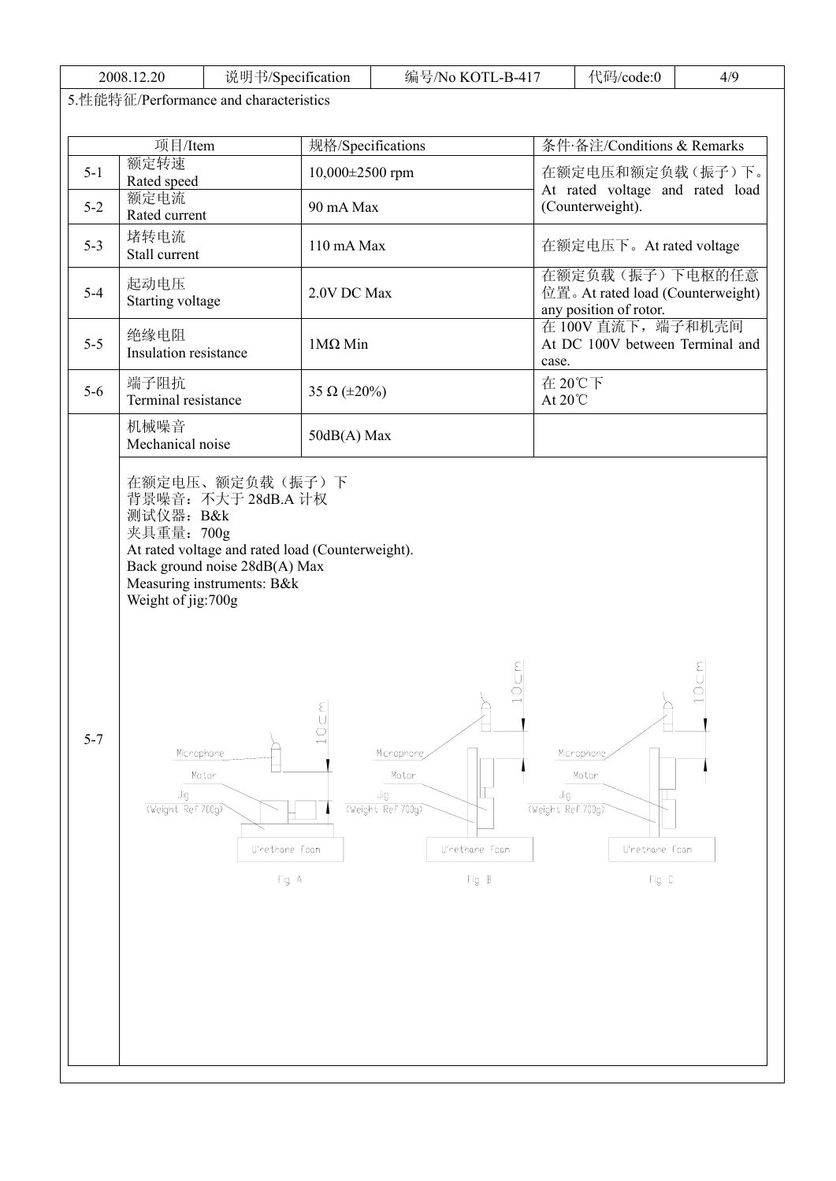5.性能特征/Performance and characteristics

| | 项目/Item | 规格/Specifications | 条件·备注/Conditions & Remarks |
|---|---|---|---|
| 5-1 | 额定转速<br>Rated speed | 10,000±2500 rpm | 在额定电压和额定负载（振子）下。At rated voltage and rated load (Counterweight). |
| 5-2 | 额定电流<br>Rated current | 90 mA Max | |
| 5-3 | 堵转电流<br>Stall current | 110 mA Max | 在额定电压下。At rated voltage |
| 5-4 | 起动电压<br>Starting voltage | 2.0V DC Max | 在额定负载（振子）下电枢的任意位置。At rated load (Counterweight) any position of rotor. |
| 5-5 | 绝缘电阻<br>Insulation resistance | 1MΩ Min | 在 100V 直流下，端子和机壳间 At DC 100V between Terminal and case. |
| 5-6 | 端子阻抗<br>Terminal resistance | 35 Ω (±20%) | 在 20℃下<br>At 20℃ |
| 5-7 | 机械噪音<br>Mechanical noise | 50dB(A) Max | |

5-7:

在额定电压、额定负载（振子）下
背景噪音：不大于 28dB.A 计权
测试仪器：B&k
夹具重量：700g
At rated voltage and rated load (Counterweight).
Back ground noise 28dB(A) Max
Measuring instruments: B&k
Weight of jig:700g

Microphone / Motor / Jig (Weight Ref.700g) / U'rethane foam / 10cm

Fig. A　Fig. B　Fig. C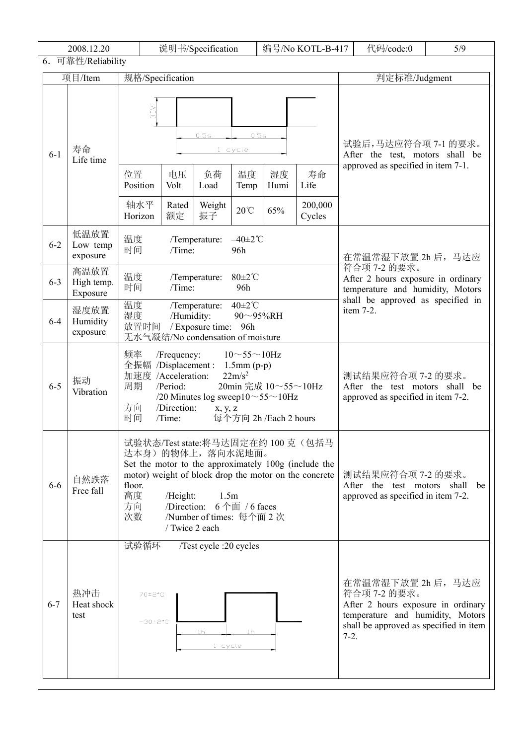6．可靠性/Reliability

<table>
<tr><th colspan="2">项目/Item</th><th colspan="6">规格/Specification</th><th>判定标准/Judgment</th></tr>
<tr><td rowspan="3">6-1</td><td rowspan="3">寿命<br>Life time</td><td colspan="6">3.0V<br>0.5s　0.5s<br>1 cycle</td><td rowspan="3">试验后，马达应符合项 7-1 的要求。<br>After the test, motors shall be approved as specified in item 7-1.</td></tr>
<tr><td>位置<br>Position</td><td>电压<br>Volt</td><td>负荷<br>Load</td><td>温度<br>Temp</td><td>湿度<br>Humi</td><td>寿命<br>Life</td></tr>
<tr><td>轴水平<br>Horizon</td><td>Rated<br>额定</td><td>Weight<br>振子</td><td>20℃</td><td>65%</td><td>200,000<br>Cycles</td></tr>
<tr><td>6-2</td><td>低温放置<br>Low temp exposure</td><td colspan="6">温度　/Temperature:　–40±2℃<br>时间　/Time:　96h</td><td rowspan="3">在常温常湿下放置 2h 后，马达应符合项 7-2 的要求。<br>After 2 hours exposure in ordinary temperature and humidity, Motors shall be approved as specified in item 7-2.</td></tr>
<tr><td>6-3</td><td>高温放置<br>High temp. Exposure</td><td colspan="6">温度　/Temperature:　80±2℃<br>时间　/Time:　96h</td></tr>
<tr><td>6-4</td><td>湿度放置<br>Humidity exposure</td><td colspan="6">温度　/Temperature:　40±2℃<br>湿度　/Humidity:　90～95%RH<br>放置时间　/ Exposure time:　96h<br>无水气凝结/No condensation of moisture</td></tr>
<tr><td>6-5</td><td>振动<br>Vibration</td><td colspan="6">频率　/Frequency:　10～55～10Hz<br>全振幅　/Displacement :　1.5mm (p-p)<br>加速度　/Acceleration:　22m/s²<br>周期　/Period:　20min 完成 10～55～10Hz<br>/20 Minutes log sweep10～55～10Hz<br>方向　/Direction:　x, y, z<br>时间　/Time:　每个方向 2h /Each 2 hours</td><td>测试结果应符合项 7-2 的要求。<br>After the test motors shall be approved as specified in item 7-2.</td></tr>
<tr><td>6-6</td><td>自然跌落<br>Free fall</td><td colspan="6">试验状态/Test state:将马达固定在约 100 克（包括马达本身）的物体上，落向水泥地面。<br>Set the motor to the approximately 100g (include the motor) weight of block drop the motor on the concrete floor.<br>高度　/Height:　1.5m<br>方向　/Direction:　6 个面　/ 6 faces<br>次数　/Number of times: 每个面 2 次<br>/ Twice 2 each</td><td>测试结果应符合项 7-2 的要求。<br>After the test motors shall be approved as specified in item 7-2.</td></tr>
<tr><td>6-7</td><td>热冲击<br>Heat shock test</td><td colspan="6">试验循环　/Test cycle :20 cycles<br>70±2°C<br>−30±2°C<br>1h　1h<br>1 cycle</td><td>在常温常湿下放置 2h 后，马达应符合项 7-2 的要求。<br>After 2 hours exposure in ordinary temperature and humidity, Motors shall be approved as specified in item 7-2.</td></tr>
</table>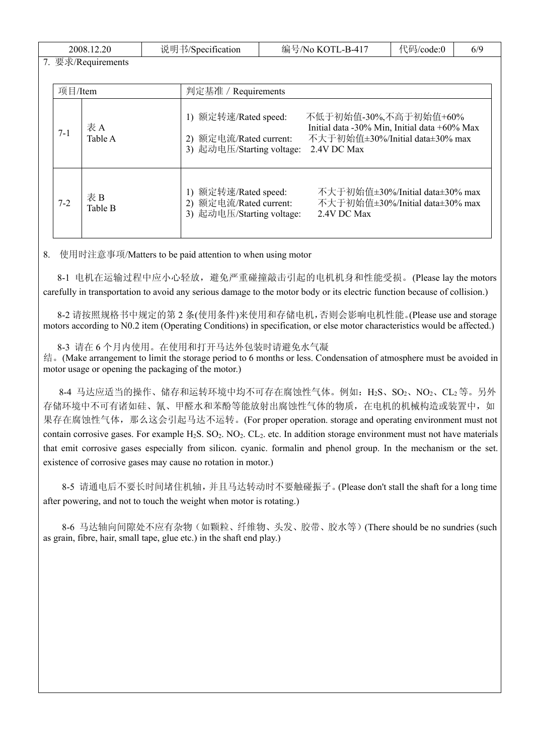7. 要求/Requirements

| 项目/Item | | 判定基准 / Requirements |
|---|---|---|
| 7-1 | 表 A<br>Table A | 1) 额定转速/Rated speed: 不低于初始值-30%,不高于初始值+60%<br>Initial data -30% Min, Initial data +60% Max<br>2) 额定电流/Rated current: 不大于初始值±30%/Initial data±30% max<br>3) 起动电压/Starting voltage: 2.4V DC Max |
| 7-2 | 表 B<br>Table B | 1) 额定转速/Rated speed: 不大于初始值±30%/Initial data±30% max<br>2) 额定电流/Rated current: 不大于初始值±30%/Initial data±30% max<br>3) 起动电压/Starting voltage: 2.4V DC Max |

8. 使用时注意事项/Matters to be paid attention to when using motor

8-1 电机在运输过程中应小心轻放，避免严重碰撞敲击引起的电机机身和性能受损。(Please lay the motors carefully in transportation to avoid any serious damage to the motor body or its electric function because of collision.)

8-2 请按照规格书中规定的第 2 条(使用条件)来使用和存储电机，否则会影响电机性能。(Please use and storage motors according to N0.2 item (Operating Conditions) in specification, or else motor characteristics would be affected.)

8-3 请在 6 个月内使用。在使用和打开马达外包装时请避免水气凝结。(Make arrangement to limit the storage period to 6 months or less. Condensation of atmosphere must be avoided in motor usage or opening the packaging of the motor.)

8-4 马达应适当的操作、储存和运转环境中均不可存在腐蚀性气体。例如：$H_2S$、$SO_2$、$NO_2$、$CL_2$ 等。另外存储环境中不可有诸如硅、氰、甲醛水和苯酚等能放射出腐蚀性气体的物质，在电机的机械构造或装置中，如果存在腐蚀性气体，那么这会引起马达不运转。(For proper operation. storage and operating environment must not contain corrosive gases. For example $H_2S$. $SO_2$. $NO_2$. $CL_2$. etc. In addition storage environment must not have materials that emit corrosive gases especially from silicon. cyanic. formalin and phenol group. In the mechanism or the set. existence of corrosive gases may cause no rotation in motor.)

8-5 请通电后不要长时间堵住机轴，并且马达转动时不要触碰振子。(Please don't stall the shaft for a long time after powering, and not to touch the weight when motor is rotating.)

8-6 马达轴向间隙处不应有杂物（如颗粒、纤维物、头发、胶带、胶水等）(There should be no sundries (such as grain, fibre, hair, small tape, glue etc.) in the shaft end play.)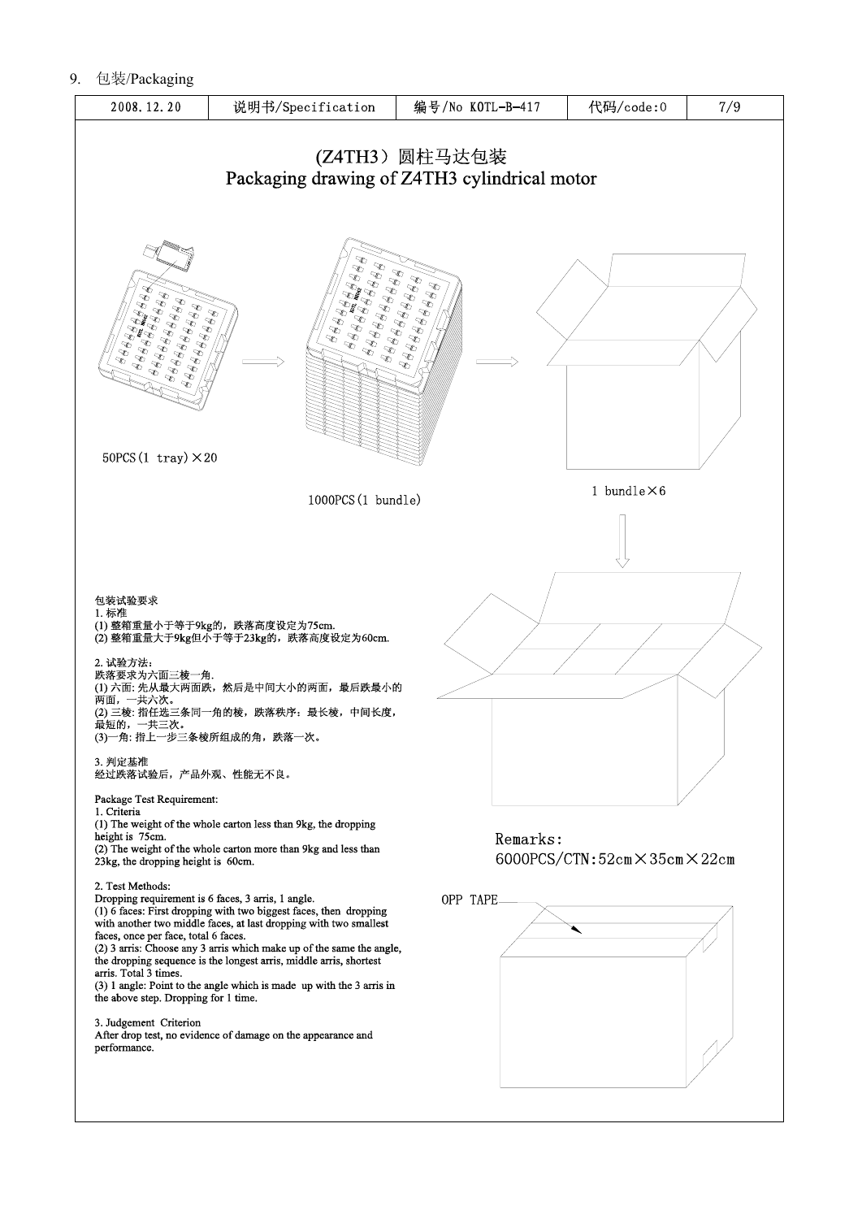9. 包装/Packaging

| 2008.12.20 | 说明书/Specification | 编号/No KOTL-B-417 | 代码/code:0 | 7/9 |
| --- | --- | --- | --- | --- |

# (Z4TH3）圆柱马达包装
# Packaging drawing of Z4TH3 cylindrical motor

50PCS(1 tray)×20

1000PCS(1 bundle)

1 bundle×6

包装试验要求
1. 标准
(1) 整箱重量小于等于9kg的，跌落高度设定为75cm.
(2) 整箱重量大于9kg但小于等于23kg的，跌落高度设定为60cm.

2. 试验方法:
跌落要求为六面三棱一角.
(1) 六面: 先从最大两面跌，然后是中间大小的两面，最后跌最小的两面，一共六次。
(2) 三棱: 指任选三条同一角的棱，跌落秩序：最长棱，中间长度，最短的，一共三次。
(3)一角: 指上一步三条棱所组成的角，跌落一次。

3. 判定基准
经过跌落试验后，产品外观、性能无不良。

Package Test Requirement:
1. Criteria
(1) The weight of the whole carton less than 9kg, the dropping height is 75cm.
(2) The weight of the whole carton more than 9kg and less than 23kg, the dropping height is 60cm.

2. Test Methods:
Dropping requirement is 6 faces, 3 arris, 1 angle.
(1) 6 faces: First dropping with two biggest faces, then dropping with another two middle faces, at last dropping with two smallest faces, once per face, total 6 faces.
(2) 3 arris: Choose any 3 arris which make up of the same the angle, the dropping sequence is the longest arris, middle arris, shortest arris. Total 3 times.
(3) 1 angle: Point to the angle which is made up with the 3 arris in the above step. Dropping for 1 time.

3. Judgement Criterion
After drop test, no evidence of damage on the appearance and performance.

Remarks:
6000PCS/CTN:52cm×35cm×22cm

OPP TAPE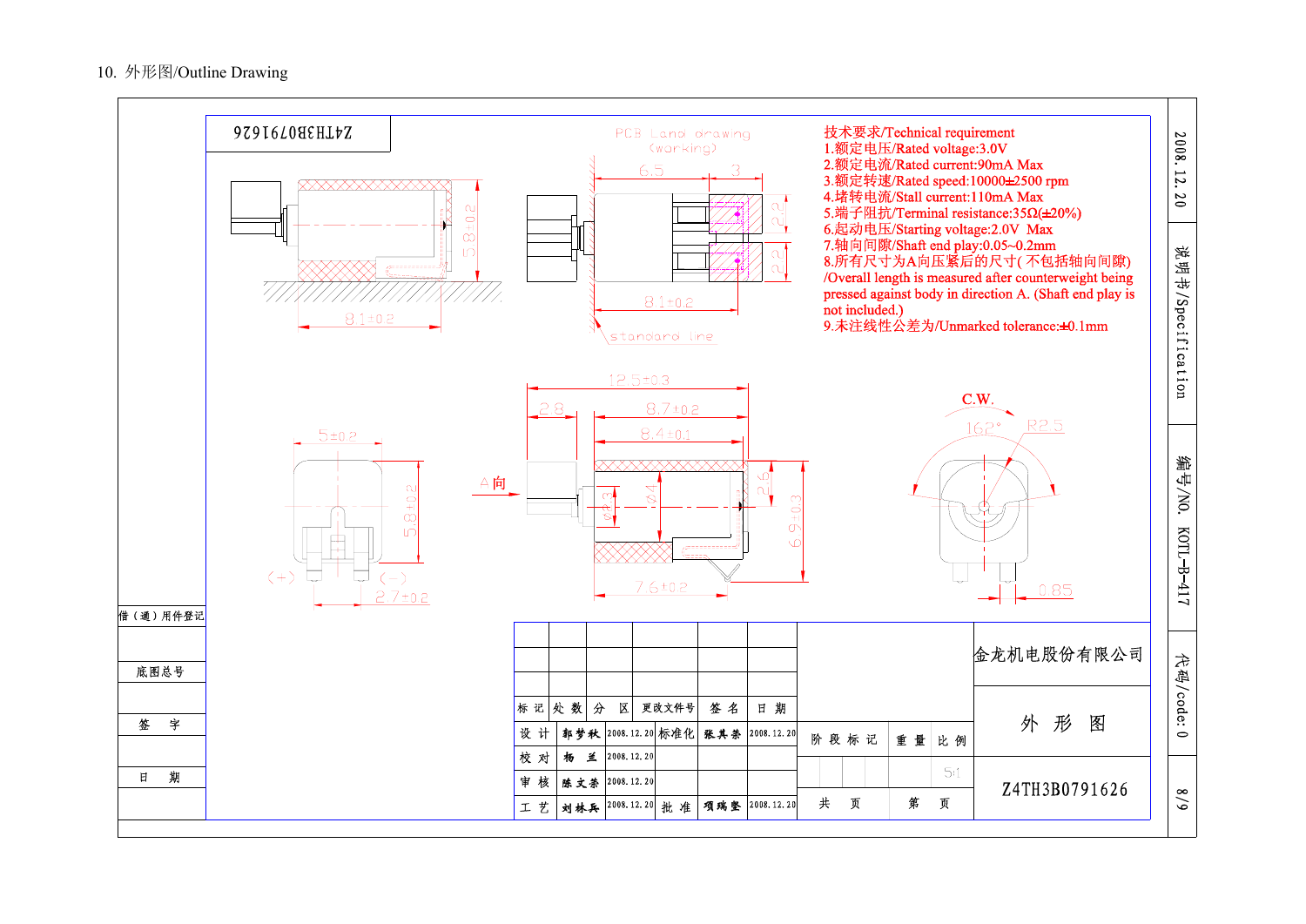10. 外形图/Outline Drawing

Z4TH3B0791626

PCB Land drawing (working)

6.5　3　2.2　2.2　8.1±0.2　standard line　5.8±0.2　8.1±0.2

技术要求/Technical requirement

1.额定电压/Rated voltage:3.0V
2.额定电流/Rated current:90mA Max
3.额定转速/Rated speed:10000±2500 rpm
4.堵转电流/Stall current:110mA Max
5.端子阻抗/Terminal resistance:35Ω(±20%)
6.起动电压/Starting voltage:2.0V Max
7.轴向间隙/Shaft end play:0.05~0.2mm
8.所有尺寸为A向压紧后的尺寸( 不包括轴向间隙) /Overall length is measured after counterweight being pressed against body in direction A. (Shaft end play is not included.)
9.未注线性公差为/Unmarked tolerance:±0.1mm

5±0.2　5.8±0.2　(+)　(-)　2.7±0.2

A向　12.5±0.3　2.8　8.7±0.2　8.4±0.1　φ3　4　2.6　6.9±0.3　7.6±0.2

C.W.　162°　R2.5　0.85

| 标 记 | 处 数 | 分 区 | 更改文件号 | 签 名 | 日 期 |
|---|---|---|---|---|---|
| 设 计 | 郭梦秋 | 2008.12.20 | 标准化 | 张其荣 | 2008.12.20 |
| 校 对 | 杨 兰 | 2008.12.20 | | | |
| 审 核 | 陈文荣 | 2008.12.20 | | | |
| 工 艺 | 刘林兵 | 2008.12.20 | 批 准 | 项瑞坚 | 2008.12.20 |

阶 段 标 记　重 量　比 例 5:1

共 页　第 页

金龙机电股份有限公司

外 形 图

Z4TH3B0791626

借(通)用件登记

底图总号

签 字

日 期

2008.12.20

说明书/Specification

编号/NO. KOTL—B—417

代码/code:0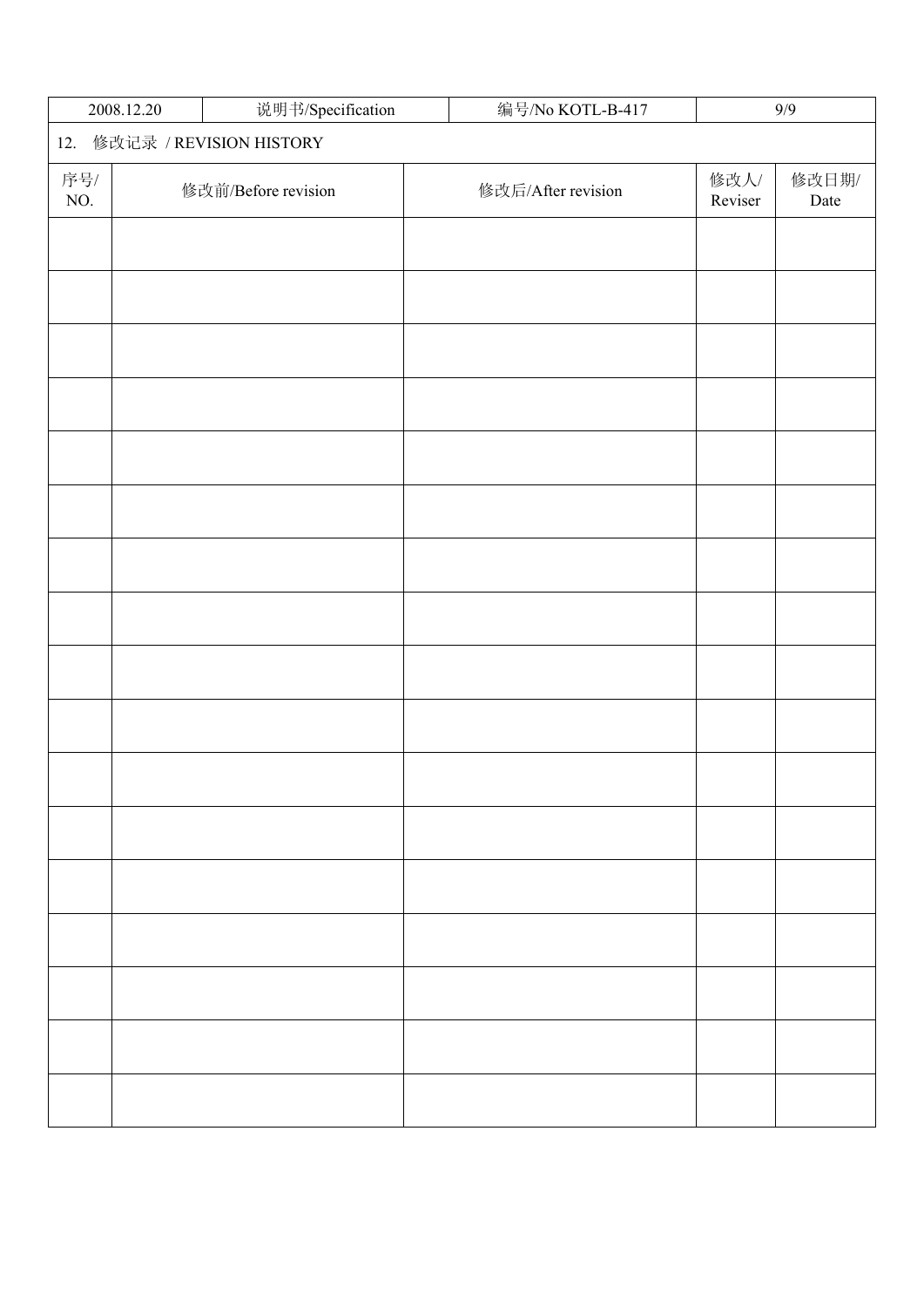## 12. 修改记录 / REVISION HISTORY

| 序号/ NO. | 修改前/Before revision | 修改后/After revision | 修改人/ Reviser | 修改日期/ Date |
|---|---|---|---|---|
| | | | | |
| | | | | |
| | | | | |
| | | | | |
| | | | | |
| | | | | |
| | | | | |
| | | | | |
| | | | | |
| | | | | |
| | | | | |
| | | | | |
| | | | | |
| | | | | |
| | | | | |
| | | | | |
| | | | | |